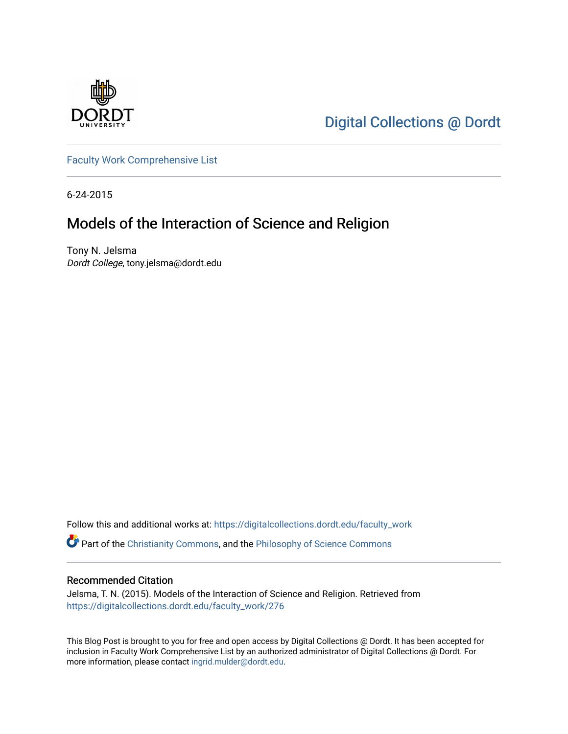Digital Collections @ Dordt

Faculty Work Comprehensive List

6-24-2015

# Models of the Interaction of Science and Religion

Tony N. Jelsma
*Dordt College*, tony.jelsma@dordt.edu

Follow this and additional works at: https://digitalcollections.dordt.edu/faculty_work

Part of the Christianity Commons, and the Philosophy of Science Commons

## Recommended Citation

Jelsma, T. N. (2015). Models of the Interaction of Science and Religion. Retrieved from https://digitalcollections.dordt.edu/faculty_work/276

This Blog Post is brought to you for free and open access by Digital Collections @ Dordt. It has been accepted for inclusion in Faculty Work Comprehensive List by an authorized administrator of Digital Collections @ Dordt. For more information, please contact ingrid.mulder@dordt.edu.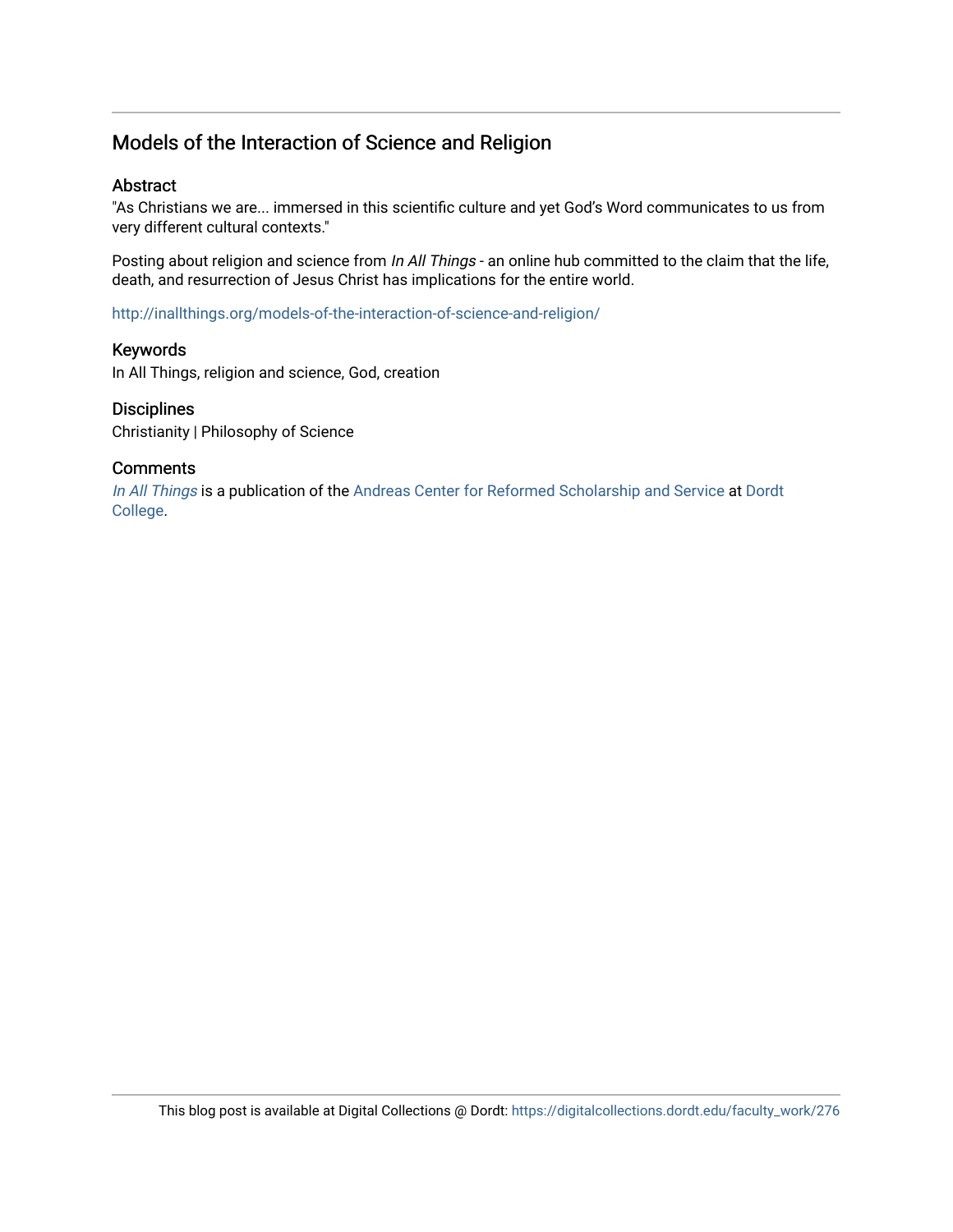# Models of the Interaction of Science and Religion

## Abstract

"As Christians we are... immersed in this scientific culture and yet God's Word communicates to us from very different cultural contexts."

Posting about religion and science from *In All Things* - an online hub committed to the claim that the life, death, and resurrection of Jesus Christ has implications for the entire world.

http://inallthings.org/models-of-the-interaction-of-science-and-religion/

## Keywords

In All Things, religion and science, God, creation

## Disciplines

Christianity | Philosophy of Science

## Comments

*In All Things* is a publication of the Andreas Center for Reformed Scholarship and Service at Dordt College.

This blog post is available at Digital Collections @ Dordt: https://digitalcollections.dordt.edu/faculty_work/276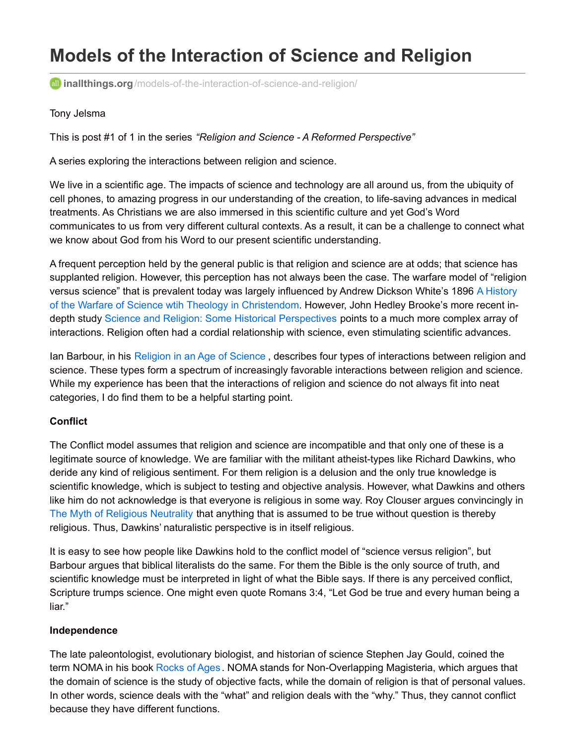# Models of the Interaction of Science and Religion

**inallthings.org**/models-of-the-interaction-of-science-and-religion/

Tony Jelsma

This is post #1 of 1 in the series *"Religion and Science - A Reformed Perspective"*

A series exploring the interactions between religion and science.

We live in a scientific age. The impacts of science and technology are all around us, from the ubiquity of cell phones, to amazing progress in our understanding of the creation, to life-saving advances in medical treatments. As Christians we are also immersed in this scientific culture and yet God's Word communicates to us from very different cultural contexts. As a result, it can be a challenge to connect what we know about God from his Word to our present scientific understanding.

A frequent perception held by the general public is that religion and science are at odds; that science has supplanted religion. However, this perception has not always been the case. The warfare model of "religion versus science" that is prevalent today was largely influenced by Andrew Dickson White's 1896 A History of the Warfare of Science wtih Theology in Christendom. However, John Hedley Brooke's more recent in-depth study Science and Religion: Some Historical Perspectives points to a much more complex array of interactions. Religion often had a cordial relationship with science, even stimulating scientific advances.

Ian Barbour, in his Religion in an Age of Science , describes four types of interactions between religion and science. These types form a spectrum of increasingly favorable interactions between religion and science. While my experience has been that the interactions of religion and science do not always fit into neat categories, I do find them to be a helpful starting point.

**Conflict**

The Conflict model assumes that religion and science are incompatible and that only one of these is a legitimate source of knowledge. We are familiar with the militant atheist-types like Richard Dawkins, who deride any kind of religious sentiment. For them religion is a delusion and the only true knowledge is scientific knowledge, which is subject to testing and objective analysis. However, what Dawkins and others like him do not acknowledge is that everyone is religious in some way. Roy Clouser argues convincingly in The Myth of Religious Neutrality that anything that is assumed to be true without question is thereby religious. Thus, Dawkins' naturalistic perspective is in itself religious.

It is easy to see how people like Dawkins hold to the conflict model of "science versus religion", but Barbour argues that biblical literalists do the same. For them the Bible is the only source of truth, and scientific knowledge must be interpreted in light of what the Bible says. If there is any perceived conflict, Scripture trumps science. One might even quote Romans 3:4, "Let God be true and every human being a liar."

**Independence**

The late paleontologist, evolutionary biologist, and historian of science Stephen Jay Gould, coined the term NOMA in his book Rocks of Ages. NOMA stands for Non-Overlapping Magisteria, which argues that the domain of science is the study of objective facts, while the domain of religion is that of personal values. In other words, science deals with the "what" and religion deals with the "why." Thus, they cannot conflict because they have different functions.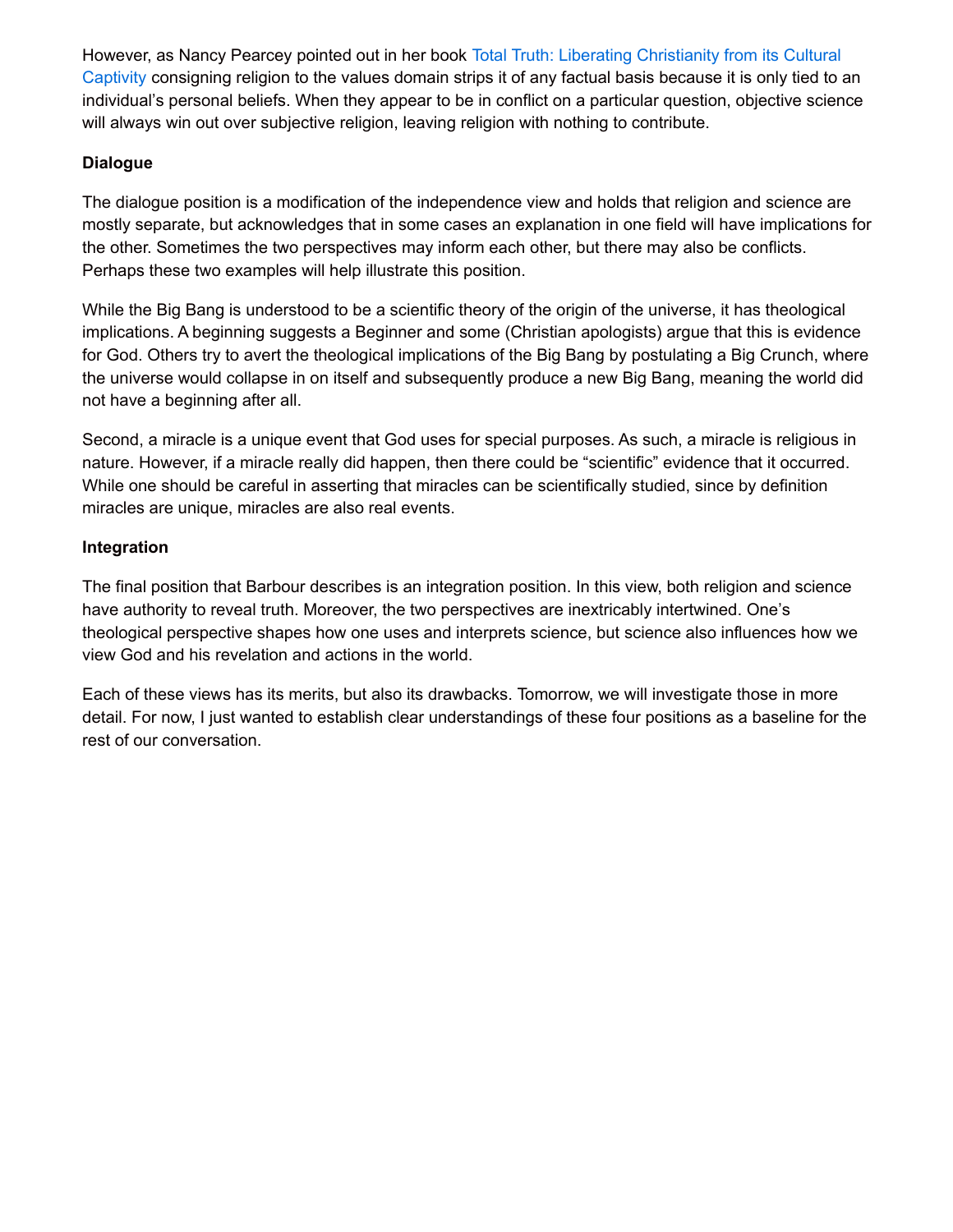However, as Nancy Pearcey pointed out in her book Total Truth: Liberating Christianity from its Cultural Captivity consigning religion to the values domain strips it of any factual basis because it is only tied to an individual's personal beliefs. When they appear to be in conflict on a particular question, objective science will always win out over subjective religion, leaving religion with nothing to contribute.

**Dialogue**

The dialogue position is a modification of the independence view and holds that religion and science are mostly separate, but acknowledges that in some cases an explanation in one field will have implications for the other. Sometimes the two perspectives may inform each other, but there may also be conflicts. Perhaps these two examples will help illustrate this position.

While the Big Bang is understood to be a scientific theory of the origin of the universe, it has theological implications. A beginning suggests a Beginner and some (Christian apologists) argue that this is evidence for God. Others try to avert the theological implications of the Big Bang by postulating a Big Crunch, where the universe would collapse in on itself and subsequently produce a new Big Bang, meaning the world did not have a beginning after all.

Second, a miracle is a unique event that God uses for special purposes. As such, a miracle is religious in nature. However, if a miracle really did happen, then there could be "scientific" evidence that it occurred. While one should be careful in asserting that miracles can be scientifically studied, since by definition miracles are unique, miracles are also real events.

**Integration**

The final position that Barbour describes is an integration position. In this view, both religion and science have authority to reveal truth. Moreover, the two perspectives are inextricably intertwined. One's theological perspective shapes how one uses and interprets science, but science also influences how we view God and his revelation and actions in the world.

Each of these views has its merits, but also its drawbacks. Tomorrow, we will investigate those in more detail. For now, I just wanted to establish clear understandings of these four positions as a baseline for the rest of our conversation.